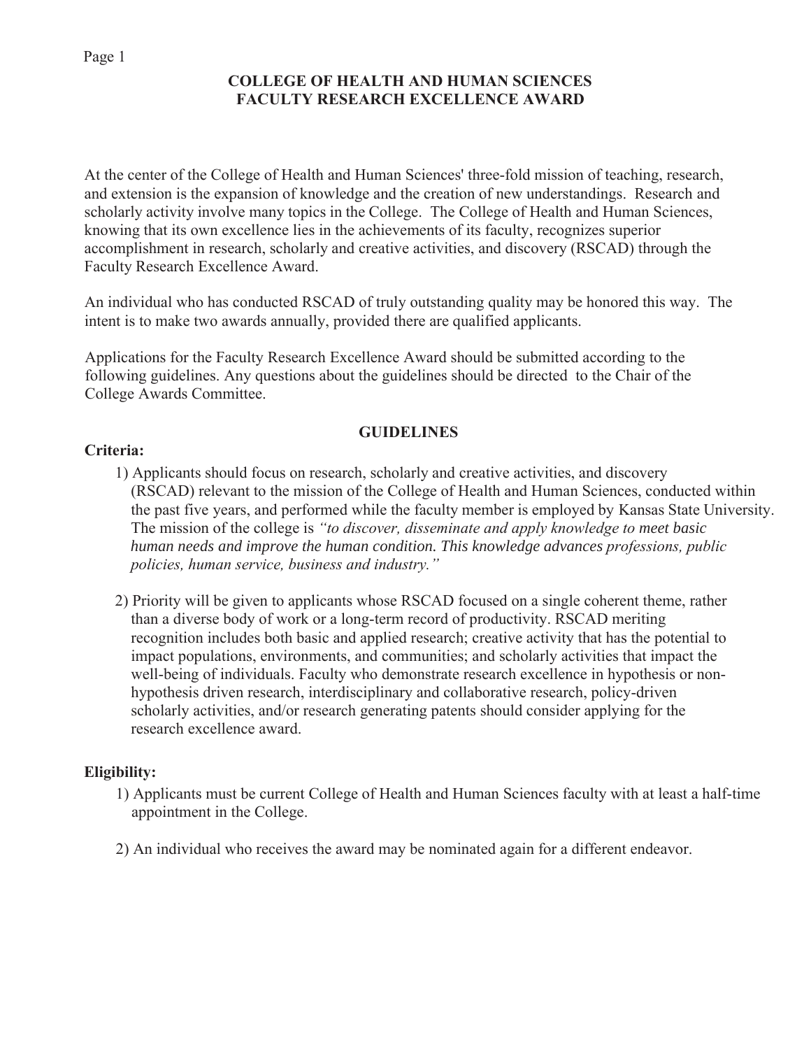# COLLEGE OF HEALTH AND HUMAN SCIENCES
# FACULTY RESEARCH EXCELLENCE AWARD

At the center of the College of Health and Human Sciences' three-fold mission of teaching, research, and extension is the expansion of knowledge and the creation of new understandings. Research and scholarly activity involve many topics in the College. The College of Health and Human Sciences, knowing that its own excellence lies in the achievements of its faculty, recognizes superior accomplishment in research, scholarly and creative activities, and discovery (RSCAD) through the Faculty Research Excellence Award.

An individual who has conducted RSCAD of truly outstanding quality may be honored this way. The intent is to make two awards annually, provided there are qualified applicants.

Applications for the Faculty Research Excellence Award should be submitted according to the following guidelines. Any questions about the guidelines should be directed to the Chair of the College Awards Committee.

## GUIDELINES

**Criteria:**

1) Applicants should focus on research, scholarly and creative activities, and discovery (RSCAD) relevant to the mission of the College of Health and Human Sciences, conducted within the past five years, and performed while the faculty member is employed by Kansas State University. The mission of the college is *"to discover, disseminate and apply knowledge to meet basic human needs and improve the human condition. This knowledge advances professions, public policies, human service, business and industry."*

2) Priority will be given to applicants whose RSCAD focused on a single coherent theme, rather than a diverse body of work or a long-term record of productivity. RSCAD meriting recognition includes both basic and applied research; creative activity that has the potential to impact populations, environments, and communities; and scholarly activities that impact the well-being of individuals. Faculty who demonstrate research excellence in hypothesis or non-hypothesis driven research, interdisciplinary and collaborative research, policy-driven scholarly activities, and/or research generating patents should consider applying for the research excellence award.

**Eligibility:**

1) Applicants must be current College of Health and Human Sciences faculty with at least a half-time appointment in the College.

2) An individual who receives the award may be nominated again for a different endeavor.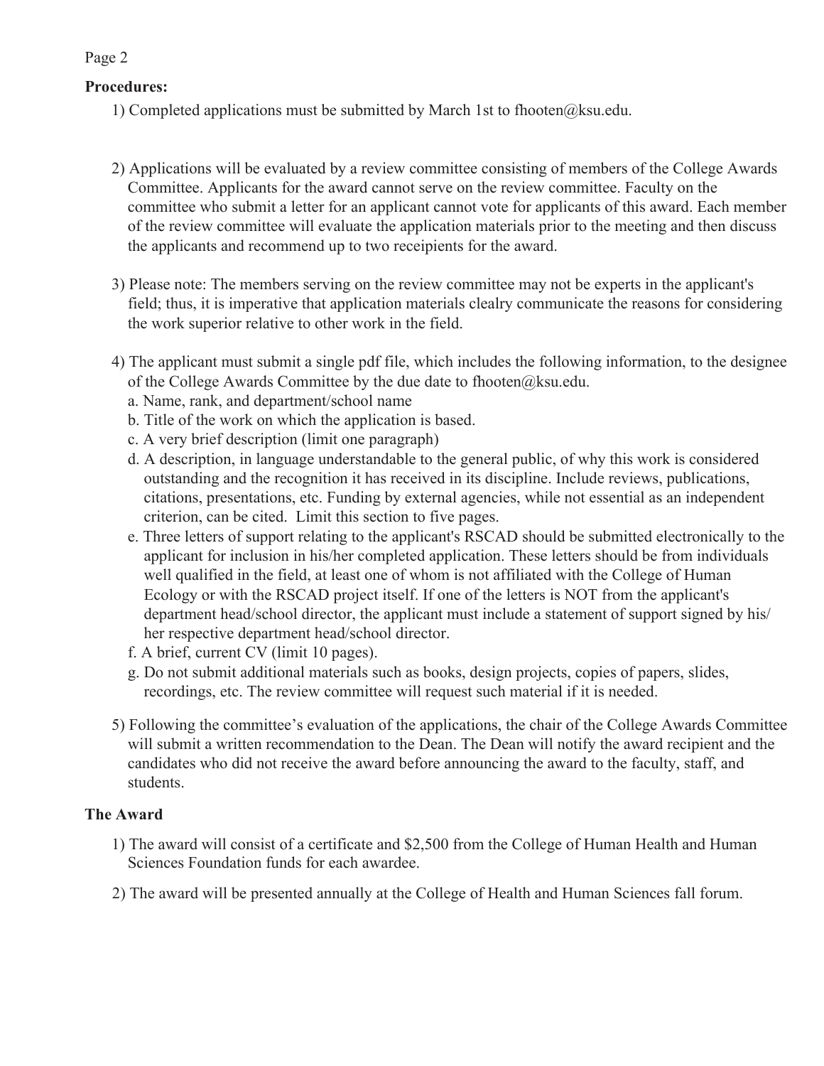**Procedures:**

1) Completed applications must be submitted by March 1st to fhooten@ksu.edu.

2) Applications will be evaluated by a review committee consisting of members of the College Awards Committee. Applicants for the award cannot serve on the review committee. Faculty on the committee who submit a letter for an applicant cannot vote for applicants of this award. Each member of the review committee will evaluate the application materials prior to the meeting and then discuss the applicants and recommend up to two receipients for the award.

3) Please note: The members serving on the review committee may not be experts in the applicant's field; thus, it is imperative that application materials clealry communicate the reasons for considering the work superior relative to other work in the field.

4) The applicant must submit a single pdf file, which includes the following information, to the designee of the College Awards Committee by the due date to fhooten@ksu.edu.
   a. Name, rank, and department/school name
   b. Title of the work on which the application is based.
   c. A very brief description (limit one paragraph)
   d. A description, in language understandable to the general public, of why this work is considered outstanding and the recognition it has received in its discipline. Include reviews, publications, citations, presentations, etc. Funding by external agencies, while not essential as an independent criterion, can be cited. Limit this section to five pages.
   e. Three letters of support relating to the applicant's RSCAD should be submitted electronically to the applicant for inclusion in his/her completed application. These letters should be from individuals well qualified in the field, at least one of whom is not affiliated with the College of Human Ecology or with the RSCAD project itself. If one of the letters is NOT from the applicant's department head/school director, the applicant must include a statement of support signed by his/her respective department head/school director.
   f. A brief, current CV (limit 10 pages).
   g. Do not submit additional materials such as books, design projects, copies of papers, slides, recordings, etc. The review committee will request such material if it is needed.

5) Following the committee's evaluation of the applications, the chair of the College Awards Committee will submit a written recommendation to the Dean. The Dean will notify the award recipient and the candidates who did not receive the award before announcing the award to the faculty, staff, and students.

**The Award**

1) The award will consist of a certificate and $2,500 from the College of Human Health and Human Sciences Foundation funds for each awardee.

2) The award will be presented annually at the College of Health and Human Sciences fall forum.